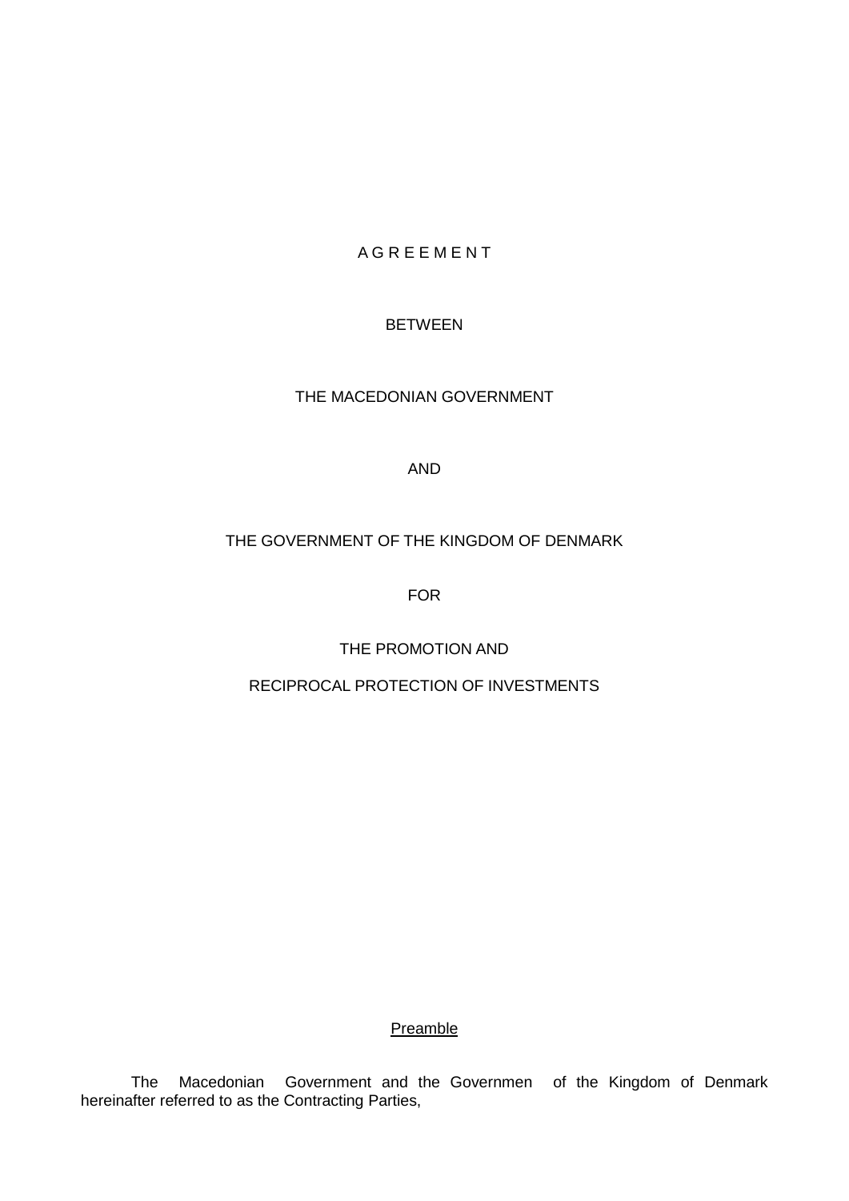# A G R E E M E N T

BETWEEN

THE MACEDONIAN GOVERNMENT

AND

THE GOVERNMENT OF THE KINGDOM OF DENMARK

FOR

THE PROMOTION AND

RECIPROCAL PROTECTION OF INVESTMENTS

## Preamble

The Macedonian Government and the Governmen of the Kingdom of Denmark hereinafter referred to as the Contracting Parties,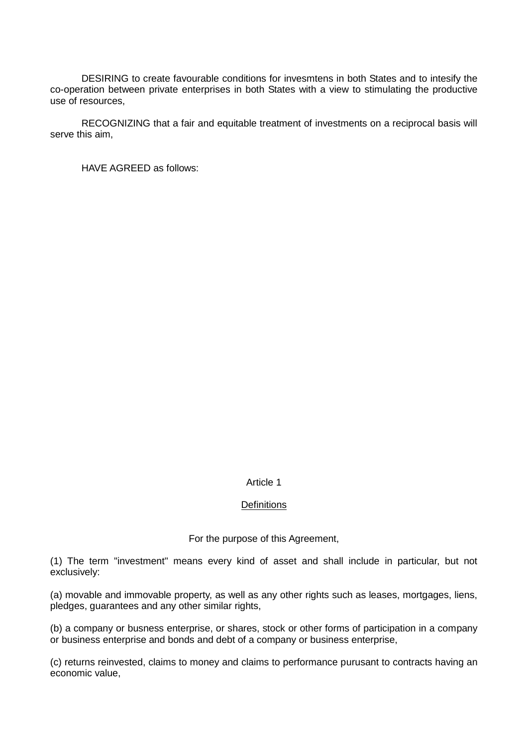DESIRING to create favourable conditions for invesmtens in both States and to intesify the co-operation between private enterprises in both States with a view to stimulating the productive use of resources,

RECOGNIZING that a fair and equitable treatment of investments on a reciprocal basis will serve this aim,

HAVE AGREED as follows:

Article 1

Definitions

For the purpose of this Agreement,

(1) The term "investment" means every kind of asset and shall include in particular, but not exclusively:

(a) movable and immovable property, as well as any other rights such as leases, mortgages, liens, pledges, guarantees and any other similar rights,

(b) a company or busness enterprise, or shares, stock or other forms of participation in a company or business enterprise and bonds and debt of a company or business enterprise,

(c) returns reinvested, claims to money and claims to performance purusant to contracts having an economic value,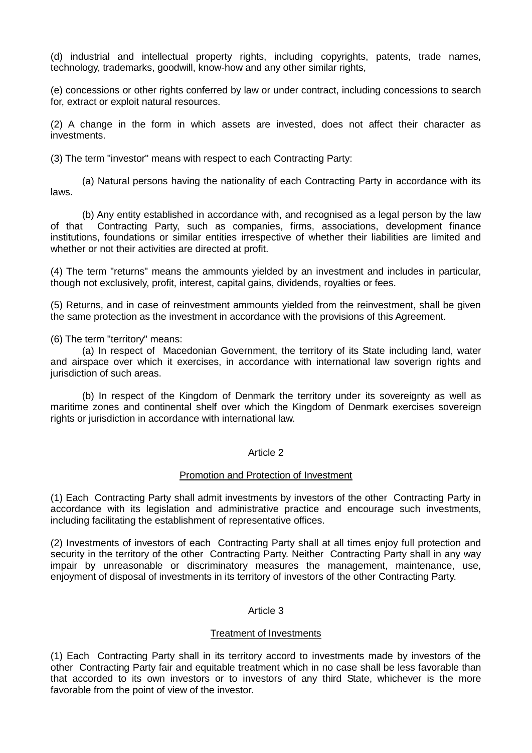(d) industrial and intellectual property rights, including copyrights, patents, trade names, technology, trademarks, goodwill, know-how and any other similar rights,

(e) concessions or other rights conferred by law or under contract, including concessions to search for, extract or exploit natural resources.

(2) A change in the form in which assets are invested, does not affect their character as investments.

(3) The term "investor" means with respect to each Contracting Party:

(a) Natural persons having the nationality of each Contracting Party in accordance with its laws.

(b) Any entity established in accordance with, and recognised as a legal person by the law of that Contracting Party, such as companies, firms, associations, development finance institutions, foundations or similar entities irrespective of whether their liabilities are limited and whether or not their activities are directed at profit.

(4) The term "returns" means the ammounts yielded by an investment and includes in particular, though not exclusively, profit, interest, capital gains, dividends, royalties or fees.

(5) Returns, and in case of reinvestment ammounts yielded from the reinvestment, shall be given the same protection as the investment in accordance with the provisions of this Agreement.

(6) The term "territory" means:

(a) In respect of Macedonian Government, the territory of its State including land, water and airspace over which it exercises, in accordance with international law soverign rights and jurisdiction of such areas.

(b) In respect of the Kingdom of Denmark the territory under its sovereignty as well as maritime zones and continental shelf over which the Kingdom of Denmark exercises sovereign rights or jurisdiction in accordance with international law.

Article 2

Promotion and Protection of Investment

(1) Each Contracting Party shall admit investments by investors of the other Contracting Party in accordance with its legislation and administrative practice and encourage such investments, including facilitating the establishment of representative offices.

(2) Investments of investors of each Contracting Party shall at all times enjoy full protection and security in the territory of the other Contracting Party. Neither Contracting Party shall in any way impair by unreasonable or discriminatory measures the management, maintenance, use, enjoyment of disposal of investments in its territory of investors of the other Contracting Party.

Article 3

Treatment of Investments

(1) Each Contracting Party shall in its territory accord to investments made by investors of the other Contracting Party fair and equitable treatment which in no case shall be less favorable than that accorded to its own investors or to investors of any third State, whichever is the more favorable from the point of view of the investor.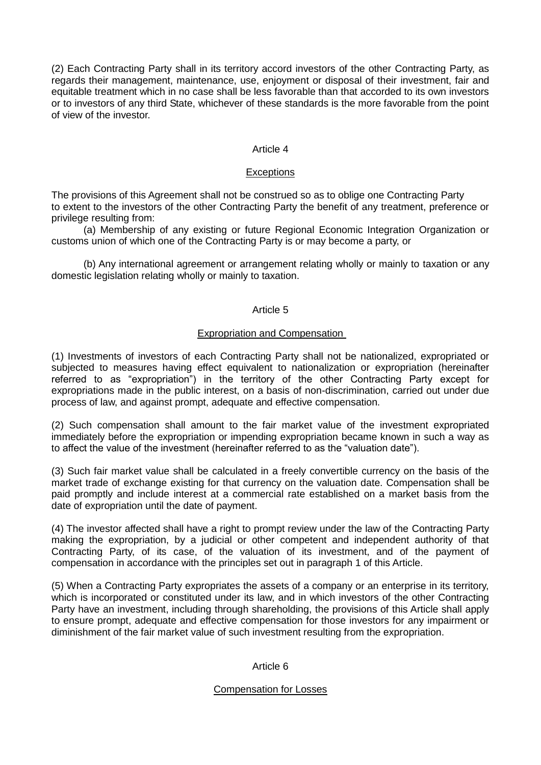(2) Each Contracting Party shall in its territory accord investors of the other Contracting Party, as regards their management, maintenance, use, enjoyment or disposal of their investment, fair and equitable treatment which in no case shall be less favorable than that accorded to its own investors or to investors of any third State, whichever of these standards is the more favorable from the point of view of the investor.

## Article 4

### Exceptions

The provisions of this Agreement shall not be construed so as to oblige one Contracting Party to extent to the investors of the other Contracting Party the benefit of any treatment, preference or privilege resulting from:

(a) Membership of any existing or future Regional Economic Integration Organization or customs union of which one of the Contracting Party is or may become a party, or

(b) Any international agreement or arrangement relating wholly or mainly to taxation or any domestic legislation relating wholly or mainly to taxation.

## Article 5

### Expropriation and Compensation

(1) Investments of investors of each Contracting Party shall not be nationalized, expropriated or subjected to measures having effect equivalent to nationalization or expropriation (hereinafter referred to as "expropriation") in the territory of the other Contracting Party except for expropriations made in the public interest, on a basis of non-discrimination, carried out under due process of law, and against prompt, adequate and effective compensation.

(2) Such compensation shall amount to the fair market value of the investment expropriated immediately before the expropriation or impending expropriation became known in such a way as to affect the value of the investment (hereinafter referred to as the "valuation date").

(3) Such fair market value shall be calculated in a freely convertible currency on the basis of the market trade of exchange existing for that currency on the valuation date. Compensation shall be paid promptly and include interest at a commercial rate established on a market basis from the date of expropriation until the date of payment.

(4) The investor affected shall have a right to prompt review under the law of the Contracting Party making the expropriation, by a judicial or other competent and independent authority of that Contracting Party, of its case, of the valuation of its investment, and of the payment of compensation in accordance with the principles set out in paragraph 1 of this Article.

(5) When a Contracting Party expropriates the assets of a company or an enterprise in its territory, which is incorporated or constituted under its law, and in which investors of the other Contracting Party have an investment, including through shareholding, the provisions of this Article shall apply to ensure prompt, adequate and effective compensation for those investors for any impairment or diminishment of the fair market value of such investment resulting from the expropriation.

## Article 6

### Compensation for Losses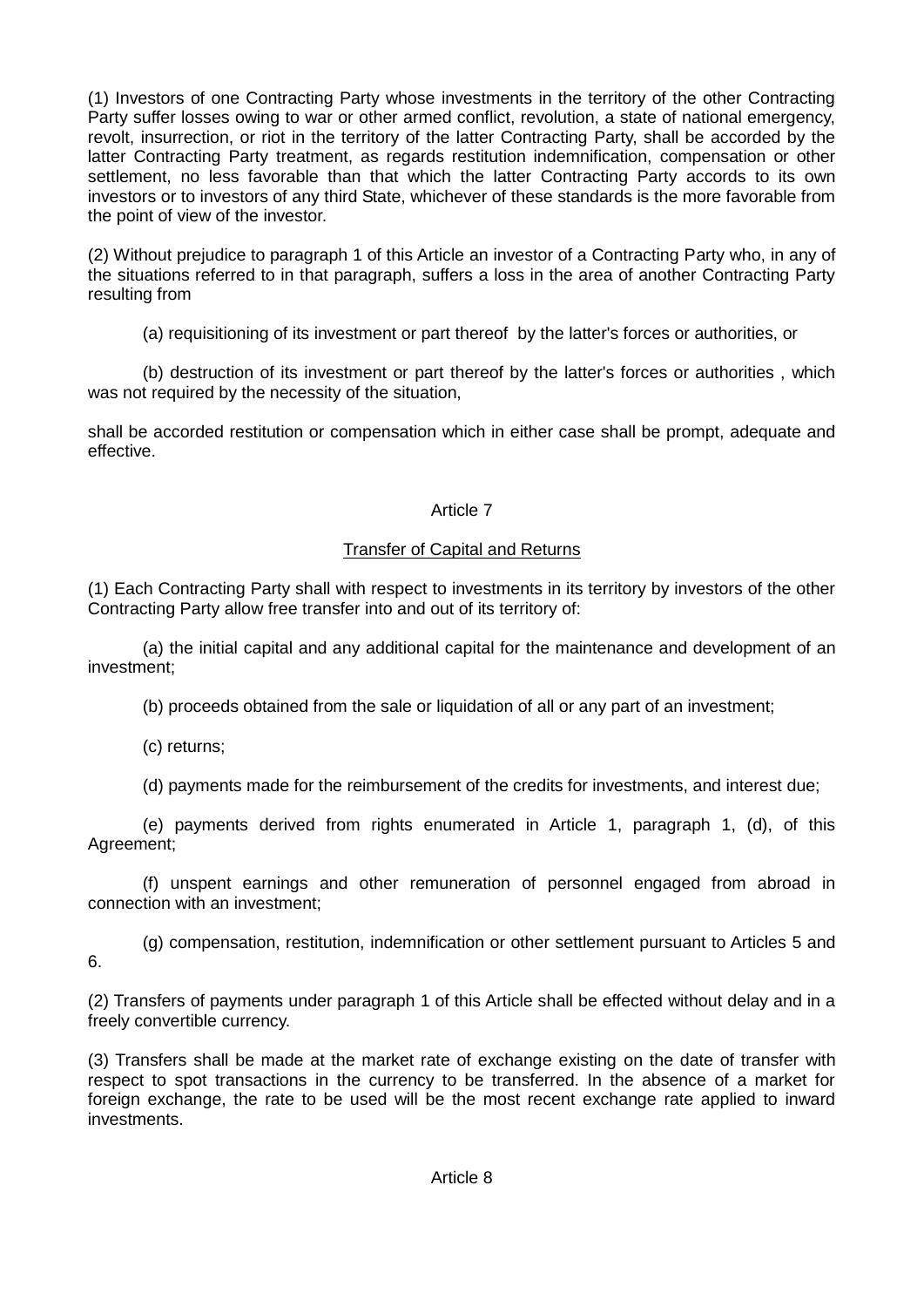(1) Investors of one Contracting Party whose investments in the territory of the other Contracting Party suffer losses owing to war or other armed conflict, revolution, a state of national emergency, revolt, insurrection, or riot in the territory of the latter Contracting Party, shall be accorded by the latter Contracting Party treatment, as regards restitution indemnification, compensation or other settlement, no less favorable than that which the latter Contracting Party accords to its own investors or to investors of any third State, whichever of these standards is the more favorable from the point of view of the investor.

(2) Without prejudice to paragraph 1 of this Article an investor of a Contracting Party who, in any of the situations referred to in that paragraph, suffers a loss in the area of another Contracting Party resulting from

(a) requisitioning of its investment or part thereof by the latter's forces or authorities, or

(b) destruction of its investment or part thereof by the latter's forces or authorities , which was not required by the necessity of the situation,

shall be accorded restitution or compensation which in either case shall be prompt, adequate and effective.

## Article 7

### Transfer of Capital and Returns

(1) Each Contracting Party shall with respect to investments in its territory by investors of the other Contracting Party allow free transfer into and out of its territory of:

(a) the initial capital and any additional capital for the maintenance and development of an investment;

(b) proceeds obtained from the sale or liquidation of all or any part of an investment;

(c) returns;

(d) payments made for the reimbursement of the credits for investments, and interest due;

(e) payments derived from rights enumerated in Article 1, paragraph 1, (d), of this Agreement;

(f) unspent earnings and other remuneration of personnel engaged from abroad in connection with an investment;

(g) compensation, restitution, indemnification or other settlement pursuant to Articles 5 and 6.

(2) Transfers of payments under paragraph 1 of this Article shall be effected without delay and in a freely convertible currency.

(3) Transfers shall be made at the market rate of exchange existing on the date of transfer with respect to spot transactions in the currency to be transferred. In the absence of a market for foreign exchange, the rate to be used will be the most recent exchange rate applied to inward investments.

## Article 8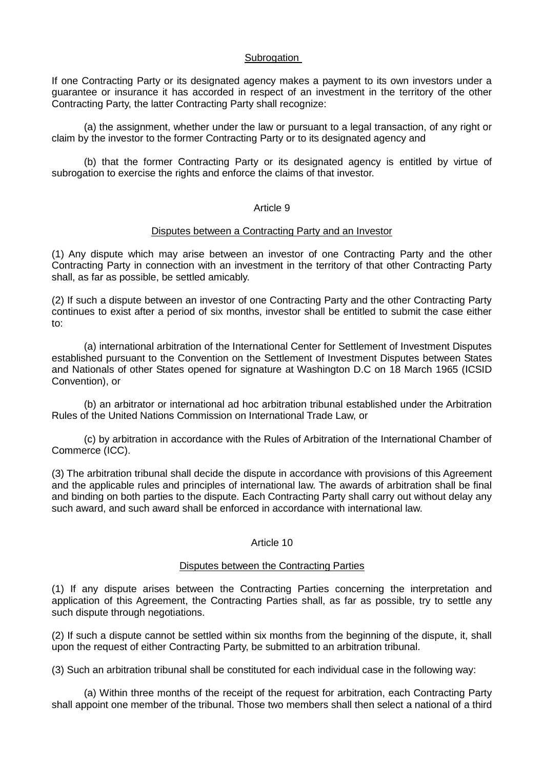## Subrogation

If one Contracting Party or its designated agency makes a payment to its own investors under a guarantee or insurance it has accorded in respect of an investment in the territory of the other Contracting Party, the latter Contracting Party shall recognize:

(a) the assignment, whether under the law or pursuant to a legal transaction, of any right or claim by the investor to the former Contracting Party or to its designated agency and

(b) that the former Contracting Party or its designated agency is entitled by virtue of subrogation to exercise the rights and enforce the claims of that investor.

# Article 9

## Disputes between a Contracting Party and an Investor

(1) Any dispute which may arise between an investor of one Contracting Party and the other Contracting Party in connection with an investment in the territory of that other Contracting Party shall, as far as possible, be settled amicably.

(2) If such a dispute between an investor of one Contracting Party and the other Contracting Party continues to exist after a period of six months, investor shall be entitled to submit the case either to:

(a) international arbitration of the International Center for Settlement of Investment Disputes established pursuant to the Convention on the Settlement of Investment Disputes between States and Nationals of other States opened for signature at Washington D.C on 18 March 1965 (ICSID Convention), or

(b) an arbitrator or international ad hoc arbitration tribunal established under the Arbitration Rules of the United Nations Commission on International Trade Law, or

(c) by arbitration in accordance with the Rules of Arbitration of the International Chamber of Commerce (ICC).

(3) The arbitration tribunal shall decide the dispute in accordance with provisions of this Agreement and the applicable rules and principles of international law. The awards of arbitration shall be final and binding on both parties to the dispute. Each Contracting Party shall carry out without delay any such award, and such award shall be enforced in accordance with international law.

# Article 10

## Disputes between the Contracting Parties

(1) If any dispute arises between the Contracting Parties concerning the interpretation and application of this Agreement, the Contracting Parties shall, as far as possible, try to settle any such dispute through negotiations.

(2) If such a dispute cannot be settled within six months from the beginning of the dispute, it, shall upon the request of either Contracting Party, be submitted to an arbitration tribunal.

(3) Such an arbitration tribunal shall be constituted for each individual case in the following way:

(a) Within three months of the receipt of the request for arbitration, each Contracting Party shall appoint one member of the tribunal. Those two members shall then select a national of a third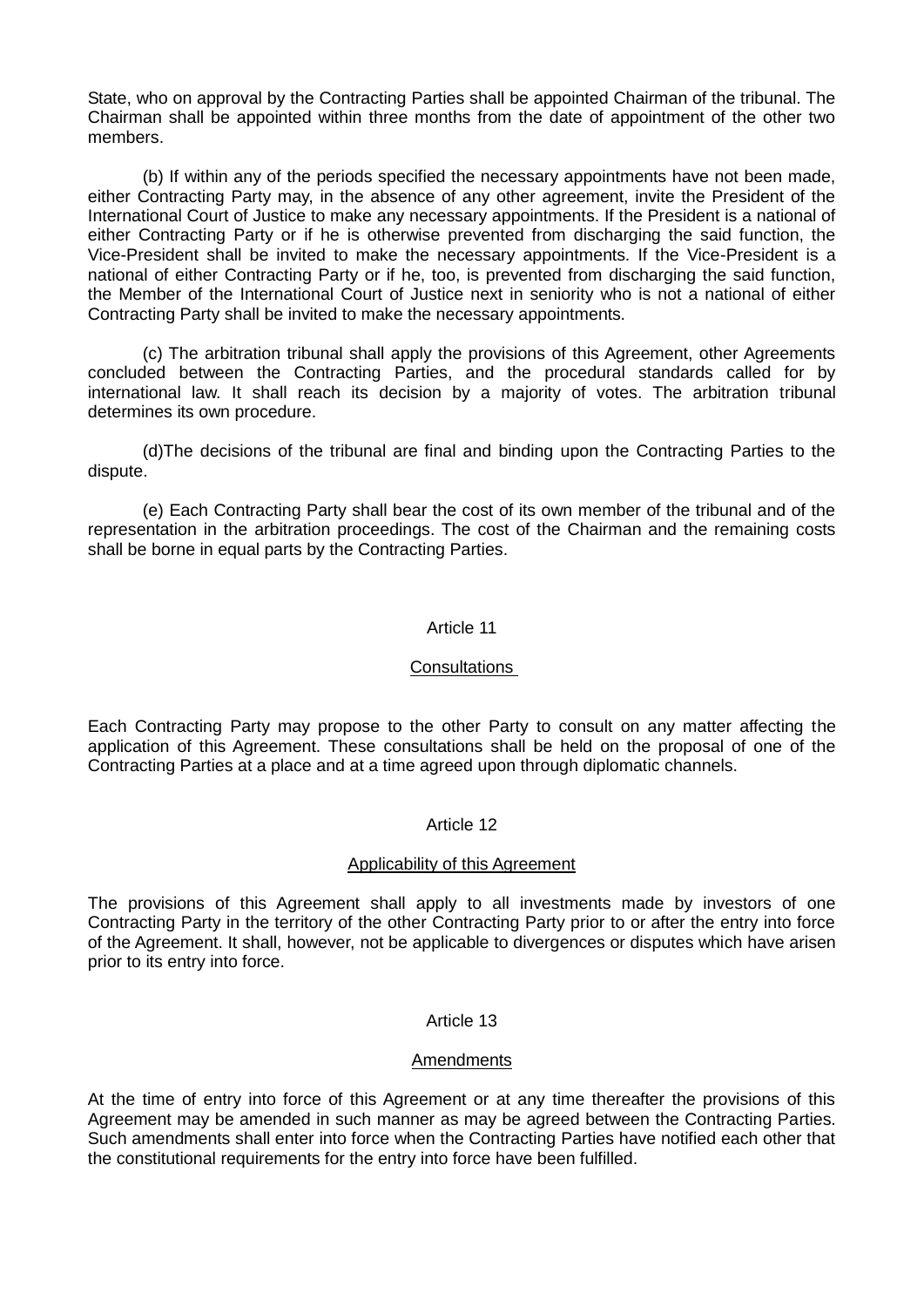State, who on approval by the Contracting Parties shall be appointed Chairman of the tribunal. The Chairman shall be appointed within three months from the date of appointment of the other two members.

(b) If within any of the periods specified the necessary appointments have not been made, either Contracting Party may, in the absence of any other agreement, invite the President of the International Court of Justice to make any necessary appointments. If the President is a national of either Contracting Party or if he is otherwise prevented from discharging the said function, the Vice-President shall be invited to make the necessary appointments. If the Vice-President is a national of either Contracting Party or if he, too, is prevented from discharging the said function, the Member of the International Court of Justice next in seniority who is not a national of either Contracting Party shall be invited to make the necessary appointments.

(c) The arbitration tribunal shall apply the provisions of this Agreement, other Agreements concluded between the Contracting Parties, and the procedural standards called for by international law. It shall reach its decision by a majority of votes. The arbitration tribunal determines its own procedure.

(d)The decisions of the tribunal are final and binding upon the Contracting Parties to the dispute.

(e) Each Contracting Party shall bear the cost of its own member of the tribunal and of the representation in the arbitration proceedings. The cost of the Chairman and the remaining costs shall be borne in equal parts by the Contracting Parties.

## Article 11

### Consultations

Each Contracting Party may propose to the other Party to consult on any matter affecting the application of this Agreement. These consultations shall be held on the proposal of one of the Contracting Parties at a place and at a time agreed upon through diplomatic channels.

## Article 12

### Applicability of this Agreement

The provisions of this Agreement shall apply to all investments made by investors of one Contracting Party in the territory of the other Contracting Party prior to or after the entry into force of the Agreement. It shall, however, not be applicable to divergences or disputes which have arisen prior to its entry into force.

## Article 13

### Amendments

At the time of entry into force of this Agreement or at any time thereafter the provisions of this Agreement may be amended in such manner as may be agreed between the Contracting Parties. Such amendments shall enter into force when the Contracting Parties have notified each other that the constitutional requirements for the entry into force have been fulfilled.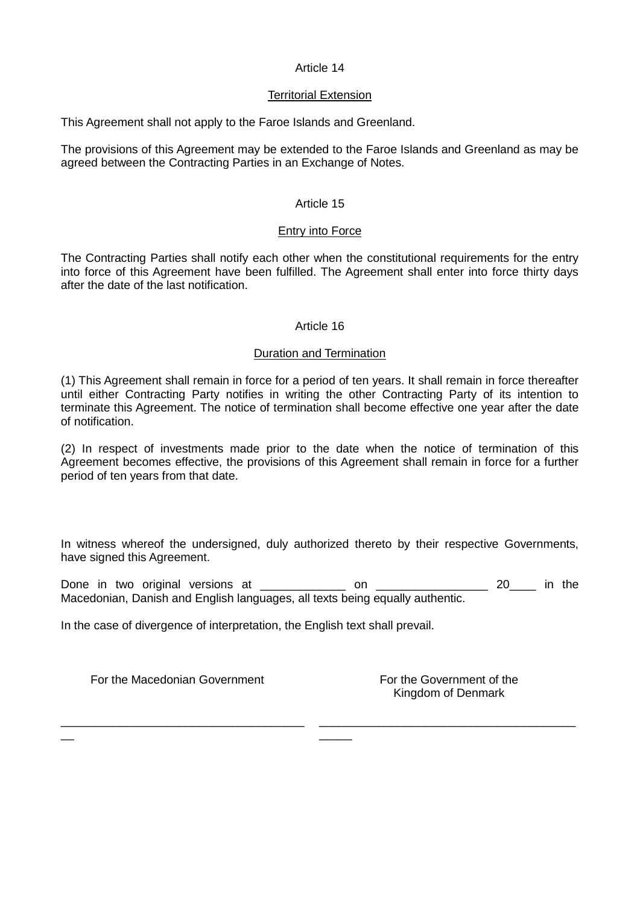Article 14

Territorial Extension

This Agreement shall not apply to the Faroe Islands and Greenland.

The provisions of this Agreement may be extended to the Faroe Islands and Greenland as may be agreed between the Contracting Parties in an Exchange of Notes.

Article 15

Entry into Force

The Contracting Parties shall notify each other when the constitutional requirements for the entry into force of this Agreement have been fulfilled. The Agreement shall enter into force thirty days after the date of the last notification.

Article 16

Duration and Termination

(1) This Agreement shall remain in force for a period of ten years. It shall remain in force thereafter until either Contracting Party notifies in writing the other Contracting Party of its intention to terminate this Agreement. The notice of termination shall become effective one year after the date of notification.

(2) In respect of investments made prior to the date when the notice of termination of this Agreement becomes effective, the provisions of this Agreement shall remain in force for a further period of ten years from that date.

In witness whereof the undersigned, duly authorized thereto by their respective Governments, have signed this Agreement.

Done in two original versions at _____________ on _________________ 20____ in the Macedonian, Danish and English languages, all texts being equally authentic.

In the case of divergence of interpretation, the English text shall prevail.

| For the Macedonian Government | For the Government of the Kingdom of Denmark |
|---|---|
| ______________________________________ | ____________________________________________ |